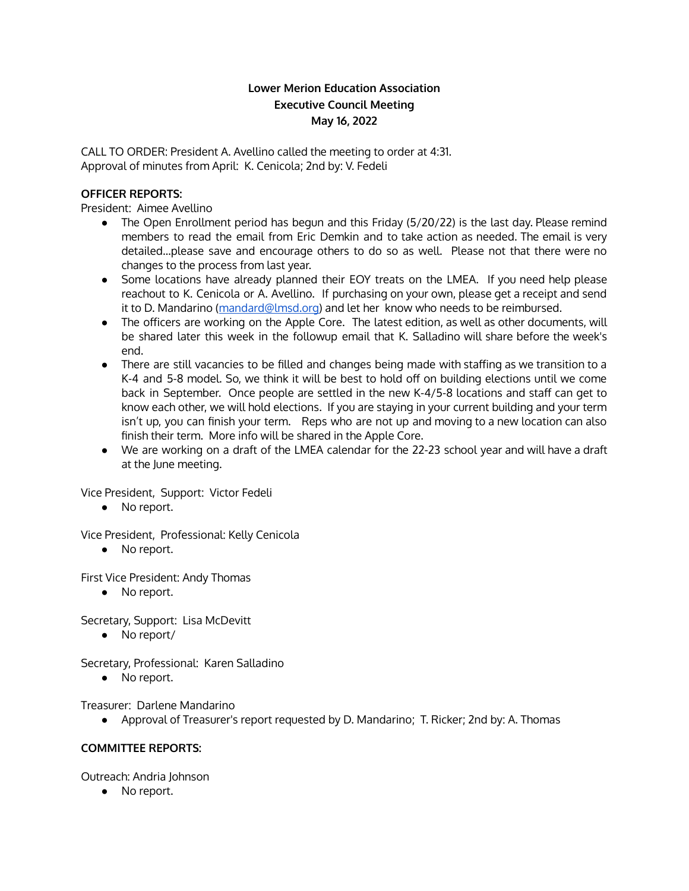# Lower Merion Education Association
## Executive Council Meeting
## May 16, 2022

CALL TO ORDER: President A. Avellino called the meeting to order at 4:31.
Approval of minutes from April: K. Cenicola; 2nd by: V. Fedeli

**OFFICER REPORTS:**

President: Aimee Avellino

- The Open Enrollment period has begun and this Friday (5/20/22) is the last day. Please remind members to read the email from Eric Demkin and to take action as needed. The email is very detailed...please save and encourage others to do so as well. Please not that there were no changes to the process from last year.
- Some locations have already planned their EOY treats on the LMEA. If you need help please reachout to K. Cenicola or A. Avellino. If purchasing on your own, please get a receipt and send it to D. Mandarino ([mandard@lmsd.org](mailto:mandard@lmsd.org)) and let her know who needs to be reimbursed.
- The officers are working on the Apple Core. The latest edition, as well as other documents, will be shared later this week in the followup email that K. Salladino will share before the week's end.
- There are still vacancies to be filled and changes being made with staffing as we transition to a K-4 and 5-8 model. So, we think it will be best to hold off on building elections until we come back in September. Once people are settled in the new K-4/5-8 locations and staff can get to know each other, we will hold elections. If you are staying in your current building and your term isn't up, you can finish your term. Reps who are not up and moving to a new location can also finish their term. More info will be shared in the Apple Core.
- We are working on a draft of the LMEA calendar for the 22-23 school year and will have a draft at the June meeting.

Vice President, Support: Victor Fedeli

- No report.

Vice President, Professional: Kelly Cenicola

- No report.

First Vice President: Andy Thomas

- No report.

Secretary, Support: Lisa McDevitt

- No report/

Secretary, Professional: Karen Salladino

- No report.

Treasurer: Darlene Mandarino

- Approval of Treasurer's report requested by D. Mandarino; T. Ricker; 2nd by: A. Thomas

**COMMITTEE REPORTS:**

Outreach: Andria Johnson

- No report.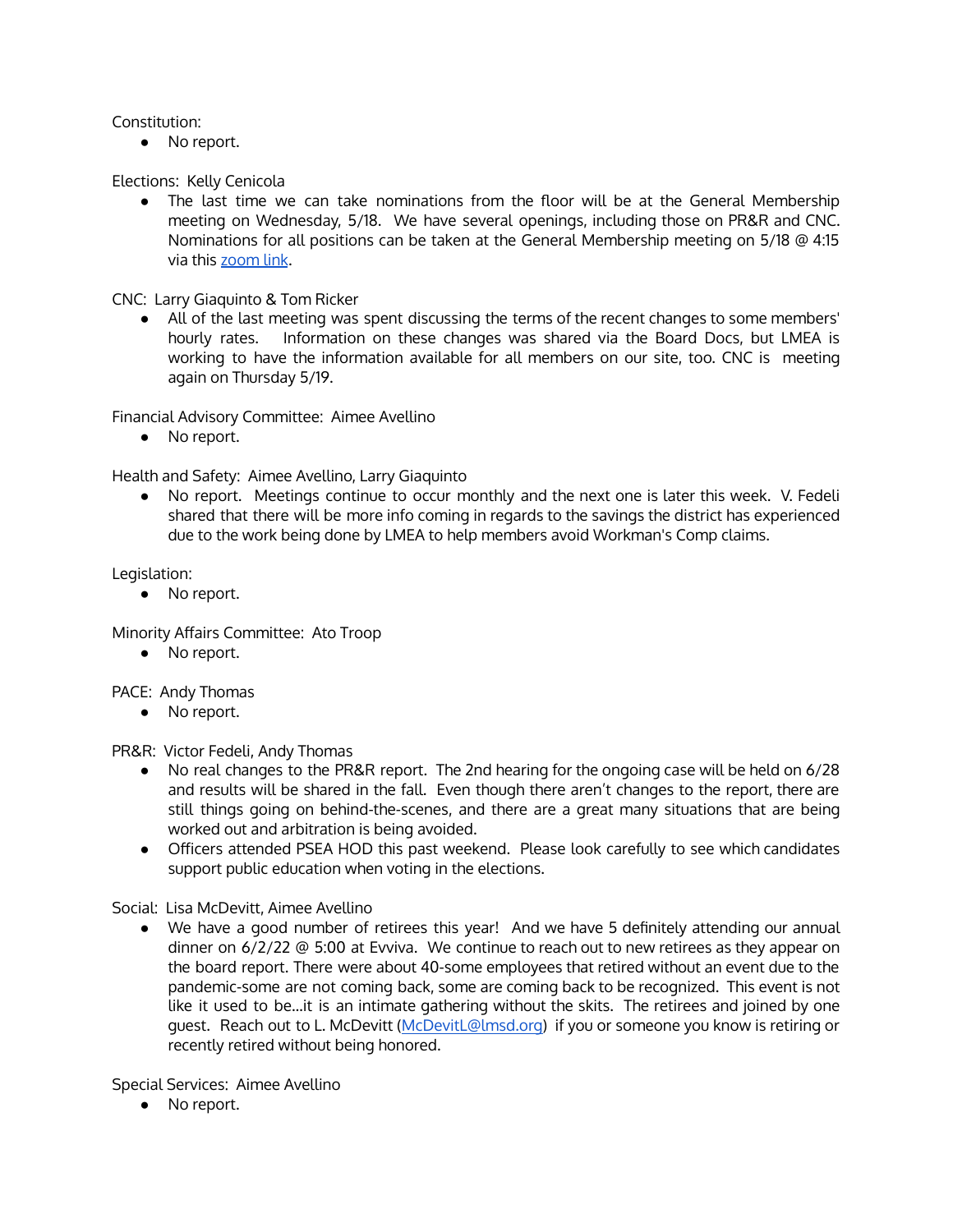Constitution:

- No report.

Elections: Kelly Cenicola

- The last time we can take nominations from the floor will be at the General Membership meeting on Wednesday, 5/18. We have several openings, including those on PR&R and CNC. Nominations for all positions can be taken at the General Membership meeting on 5/18 @ 4:15 via this zoom link.

CNC: Larry Giaquinto & Tom Ricker

- All of the last meeting was spent discussing the terms of the recent changes to some members' hourly rates. Information on these changes was shared via the Board Docs, but LMEA is working to have the information available for all members on our site, too. CNC is meeting again on Thursday 5/19.

Financial Advisory Committee: Aimee Avellino

- No report.

Health and Safety: Aimee Avellino, Larry Giaquinto

- No report. Meetings continue to occur monthly and the next one is later this week. V. Fedeli shared that there will be more info coming in regards to the savings the district has experienced due to the work being done by LMEA to help members avoid Workman's Comp claims.

Legislation:

- No report.

Minority Affairs Committee: Ato Troop

- No report.

PACE: Andy Thomas

- No report.

PR&R: Victor Fedeli, Andy Thomas

- No real changes to the PR&R report. The 2nd hearing for the ongoing case will be held on 6/28 and results will be shared in the fall. Even though there aren't changes to the report, there are still things going on behind-the-scenes, and there are a great many situations that are being worked out and arbitration is being avoided.
- Officers attended PSEA HOD this past weekend. Please look carefully to see which candidates support public education when voting in the elections.

Social: Lisa McDevitt, Aimee Avellino

- We have a good number of retirees this year! And we have 5 definitely attending our annual dinner on 6/2/22 @ 5:00 at Evviva. We continue to reach out to new retirees as they appear on the board report. There were about 40-some employees that retired without an event due to the pandemic-some are not coming back, some are coming back to be recognized. This event is not like it used to be...it is an intimate gathering without the skits. The retirees and joined by one guest. Reach out to L. McDevitt (McDevitL@lmsd.org) if you or someone you know is retiring or recently retired without being honored.

Special Services: Aimee Avellino

- No report.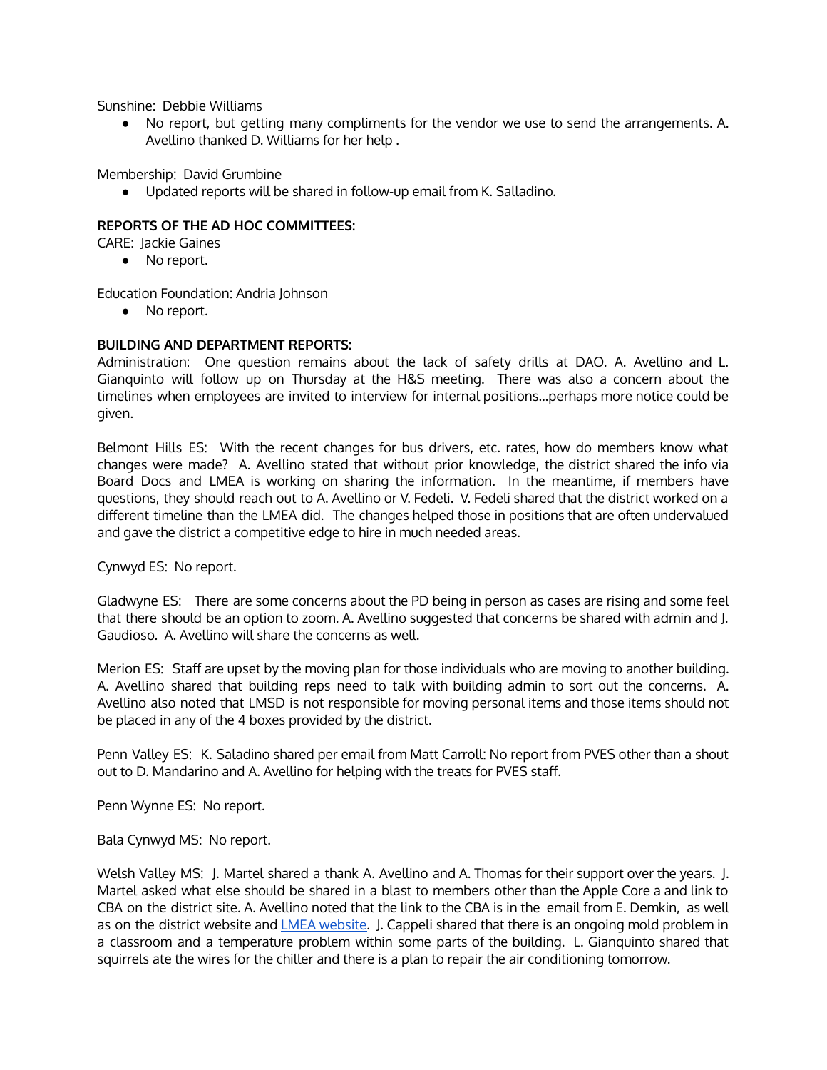Sunshine: Debbie Williams

- No report, but getting many compliments for the vendor we use to send the arrangements. A. Avellino thanked D. Williams for her help .

Membership: David Grumbine

- Updated reports will be shared in follow-up email from K. Salladino.

**REPORTS OF THE AD HOC COMMITTEES:**

CARE: Jackie Gaines

- No report.

Education Foundation: Andria Johnson

- No report.

**BUILDING AND DEPARTMENT REPORTS:**

Administration: One question remains about the lack of safety drills at DAO. A. Avellino and L. Gianquinto will follow up on Thursday at the H&S meeting. There was also a concern about the timelines when employees are invited to interview for internal positions...perhaps more notice could be given.

Belmont Hills ES: With the recent changes for bus drivers, etc. rates, how do members know what changes were made? A. Avellino stated that without prior knowledge, the district shared the info via Board Docs and LMEA is working on sharing the information. In the meantime, if members have questions, they should reach out to A. Avellino or V. Fedeli. V. Fedeli shared that the district worked on a different timeline than the LMEA did. The changes helped those in positions that are often undervalued and gave the district a competitive edge to hire in much needed areas.

Cynwyd ES: No report.

Gladwyne ES: There are some concerns about the PD being in person as cases are rising and some feel that there should be an option to zoom. A. Avellino suggested that concerns be shared with admin and J. Gaudioso. A. Avellino will share the concerns as well.

Merion ES: Staff are upset by the moving plan for those individuals who are moving to another building. A. Avellino shared that building reps need to talk with building admin to sort out the concerns. A. Avellino also noted that LMSD is not responsible for moving personal items and those items should not be placed in any of the 4 boxes provided by the district.

Penn Valley ES: K. Saladino shared per email from Matt Carroll: No report from PVES other than a shout out to D. Mandarino and A. Avellino for helping with the treats for PVES staff.

Penn Wynne ES: No report.

Bala Cynwyd MS: No report.

Welsh Valley MS: J. Martel shared a thank A. Avellino and A. Thomas for their support over the years. J. Martel asked what else should be shared in a blast to members other than the Apple Core a and link to CBA on the district site. A. Avellino noted that the link to the CBA is in the email from E. Demkin, as well as on the district website and LMEA website. J. Cappeli shared that there is an ongoing mold problem in a classroom and a temperature problem within some parts of the building. L. Gianquinto shared that squirrels ate the wires for the chiller and there is a plan to repair the air conditioning tomorrow.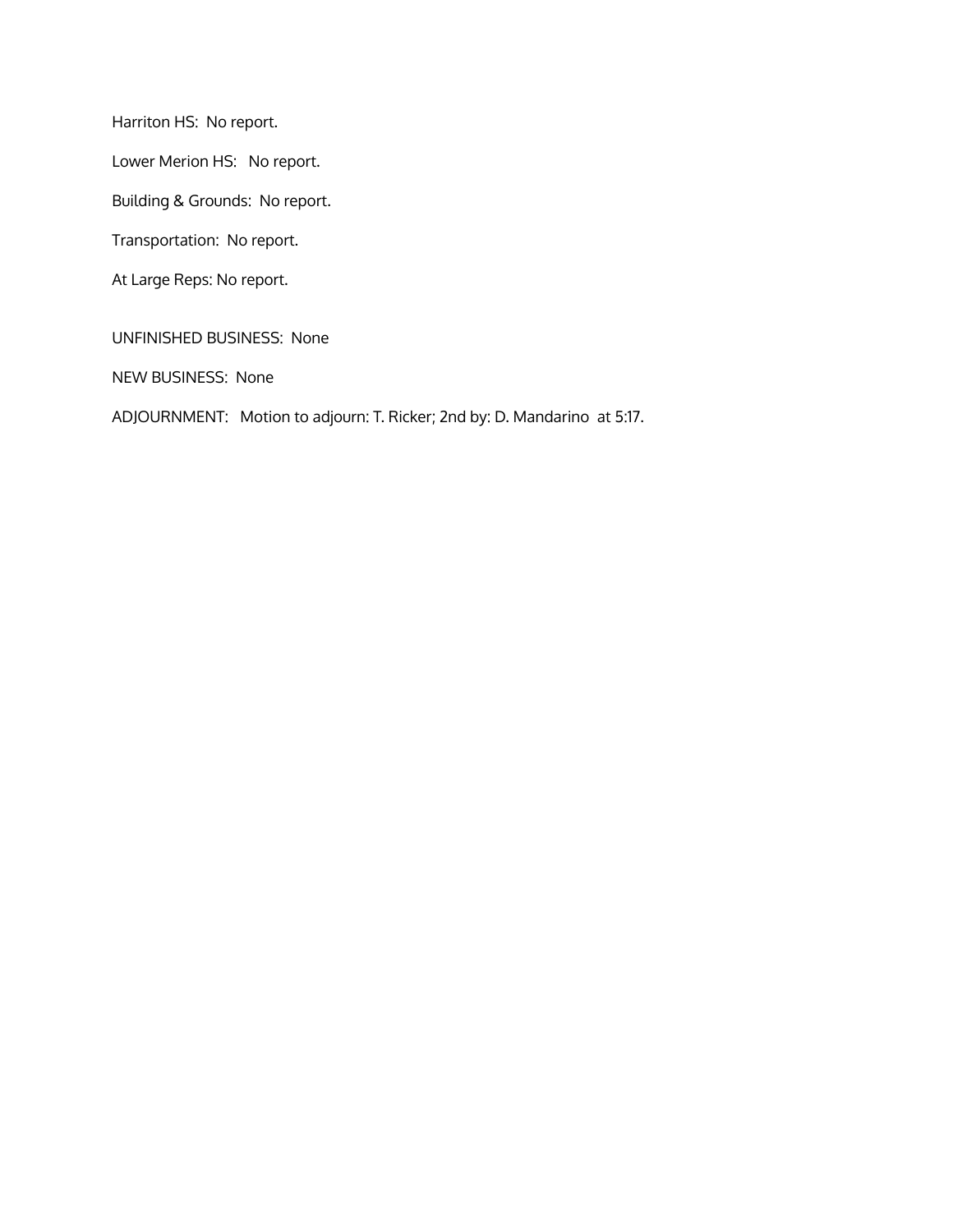Harriton HS: No report.

Lower Merion HS: No report.

Building & Grounds: No report.

Transportation: No report.

At Large Reps: No report.

UNFINISHED BUSINESS: None

NEW BUSINESS: None

ADJOURNMENT: Motion to adjourn: T. Ricker; 2nd by: D. Mandarino at 5:17.